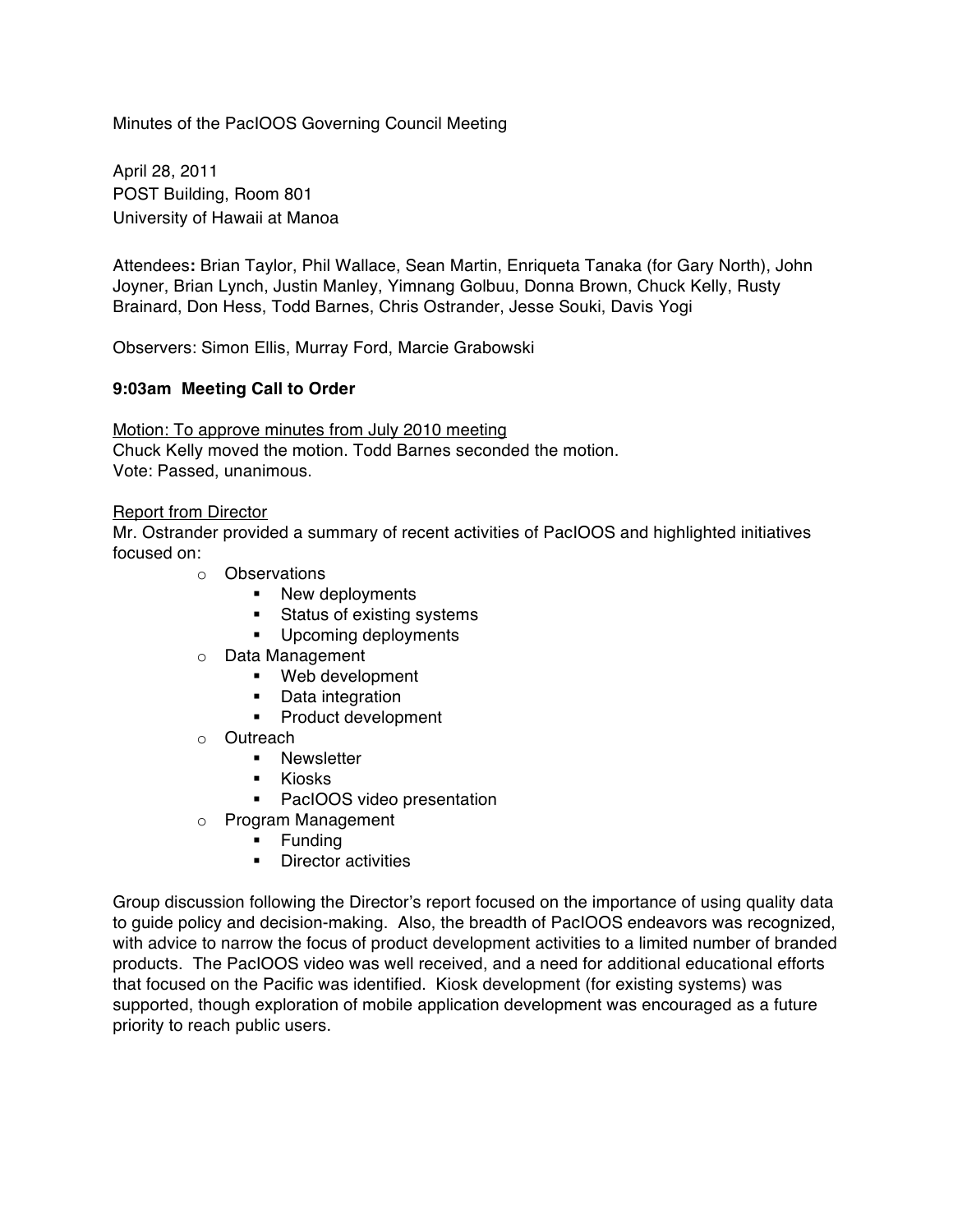Minutes of the PacIOOS Governing Council Meeting

April 28, 2011
POST Building, Room 801
University of Hawaii at Manoa

**Attendees:** Brian Taylor, Phil Wallace, Sean Martin, Enriqueta Tanaka (for Gary North), John Joyner, Brian Lynch, Justin Manley, Yimnang Golbuu, Donna Brown, Chuck Kelly, Rusty Brainard, Don Hess, Todd Barnes, Chris Ostrander, Jesse Souki, Davis Yogi

Observers: Simon Ellis, Murray Ford, Marcie Grabowski

**9:03am Meeting Call to Order**

Motion: To approve minutes from July 2010 meeting
Chuck Kelly moved the motion. Todd Barnes seconded the motion.
Vote: Passed, unanimous.

Report from Director
Mr. Ostrander provided a summary of recent activities of PacIOOS and highlighted initiatives focused on:

- Observations
  - New deployments
  - Status of existing systems
  - Upcoming deployments
- Data Management
  - Web development
  - Data integration
  - Product development
- Outreach
  - Newsletter
  - Kiosks
  - PacIOOS video presentation
- Program Management
  - Funding
  - Director activities

Group discussion following the Director's report focused on the importance of using quality data to guide policy and decision-making. Also, the breadth of PacIOOS endeavors was recognized, with advice to narrow the focus of product development activities to a limited number of branded products. The PacIOOS video was well received, and a need for additional educational efforts that focused on the Pacific was identified. Kiosk development (for existing systems) was supported, though exploration of mobile application development was encouraged as a future priority to reach public users.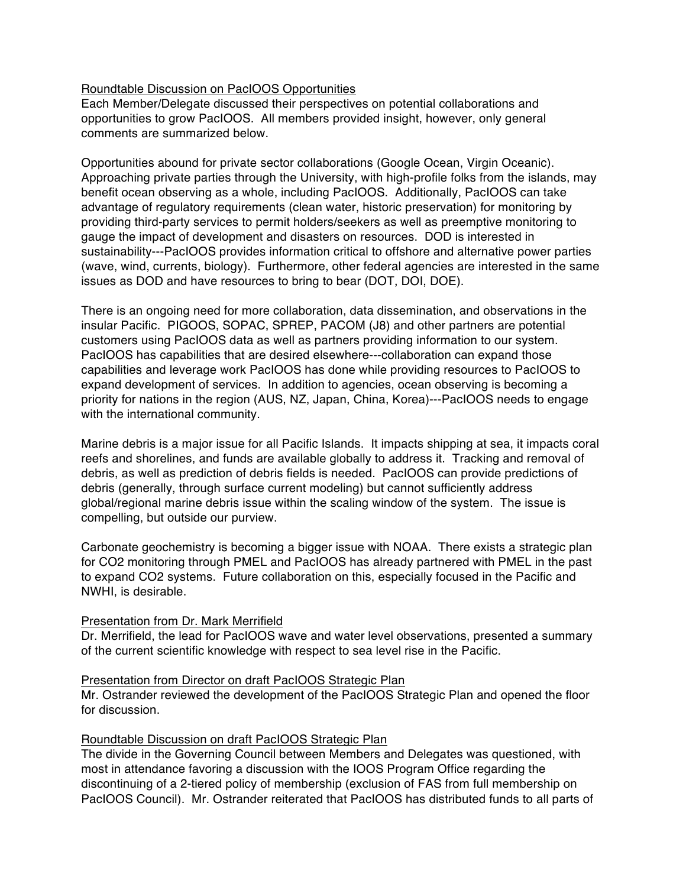## Roundtable Discussion on PacIOOS Opportunities

Each Member/Delegate discussed their perspectives on potential collaborations and opportunities to grow PacIOOS. All members provided insight, however, only general comments are summarized below.

Opportunities abound for private sector collaborations (Google Ocean, Virgin Oceanic). Approaching private parties through the University, with high-profile folks from the islands, may benefit ocean observing as a whole, including PacIOOS. Additionally, PacIOOS can take advantage of regulatory requirements (clean water, historic preservation) for monitoring by providing third-party services to permit holders/seekers as well as preemptive monitoring to gauge the impact of development and disasters on resources. DOD is interested in sustainability---PacIOOS provides information critical to offshore and alternative power parties (wave, wind, currents, biology). Furthermore, other federal agencies are interested in the same issues as DOD and have resources to bring to bear (DOT, DOI, DOE).

There is an ongoing need for more collaboration, data dissemination, and observations in the insular Pacific. PIGOOS, SOPAC, SPREP, PACOM (J8) and other partners are potential customers using PacIOOS data as well as partners providing information to our system. PacIOOS has capabilities that are desired elsewhere---collaboration can expand those capabilities and leverage work PacIOOS has done while providing resources to PacIOOS to expand development of services. In addition to agencies, ocean observing is becoming a priority for nations in the region (AUS, NZ, Japan, China, Korea)---PacIOOS needs to engage with the international community.

Marine debris is a major issue for all Pacific Islands. It impacts shipping at sea, it impacts coral reefs and shorelines, and funds are available globally to address it. Tracking and removal of debris, as well as prediction of debris fields is needed. PacIOOS can provide predictions of debris (generally, through surface current modeling) but cannot sufficiently address global/regional marine debris issue within the scaling window of the system. The issue is compelling, but outside our purview.

Carbonate geochemistry is becoming a bigger issue with NOAA. There exists a strategic plan for $CO_2$ monitoring through PMEL and PacIOOS has already partnered with PMEL in the past to expand $CO_2$ systems. Future collaboration on this, especially focused in the Pacific and NWHI, is desirable.

## Presentation from Dr. Mark Merrifield

Dr. Merrifield, the lead for PacIOOS wave and water level observations, presented a summary of the current scientific knowledge with respect to sea level rise in the Pacific.

## Presentation from Director on draft PacIOOS Strategic Plan

Mr. Ostrander reviewed the development of the PacIOOS Strategic Plan and opened the floor for discussion.

## Roundtable Discussion on draft PacIOOS Strategic Plan

The divide in the Governing Council between Members and Delegates was questioned, with most in attendance favoring a discussion with the IOOS Program Office regarding the discontinuing of a 2-tiered policy of membership (exclusion of FAS from full membership on PacIOOS Council). Mr. Ostrander reiterated that PacIOOS has distributed funds to all parts of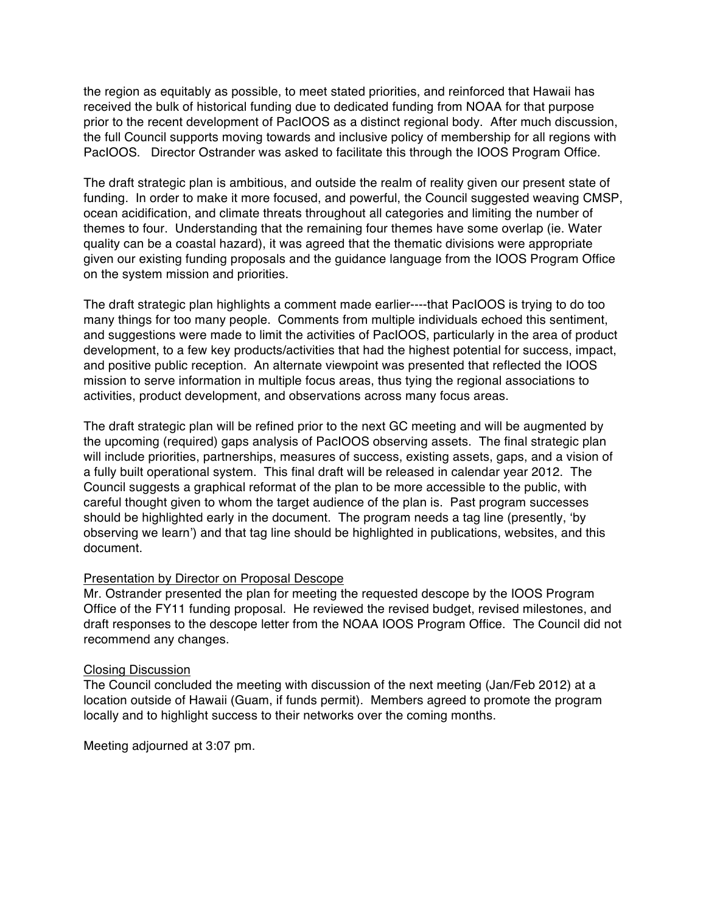the region as equitably as possible, to meet stated priorities, and reinforced that Hawaii has received the bulk of historical funding due to dedicated funding from NOAA for that purpose prior to the recent development of PacIOOS as a distinct regional body. After much discussion, the full Council supports moving towards and inclusive policy of membership for all regions with PacIOOS. Director Ostrander was asked to facilitate this through the IOOS Program Office.

The draft strategic plan is ambitious, and outside the realm of reality given our present state of funding. In order to make it more focused, and powerful, the Council suggested weaving CMSP, ocean acidification, and climate threats throughout all categories and limiting the number of themes to four. Understanding that the remaining four themes have some overlap (ie. Water quality can be a coastal hazard), it was agreed that the thematic divisions were appropriate given our existing funding proposals and the guidance language from the IOOS Program Office on the system mission and priorities.

The draft strategic plan highlights a comment made earlier----that PacIOOS is trying to do too many things for too many people. Comments from multiple individuals echoed this sentiment, and suggestions were made to limit the activities of PacIOOS, particularly in the area of product development, to a few key products/activities that had the highest potential for success, impact, and positive public reception. An alternate viewpoint was presented that reflected the IOOS mission to serve information in multiple focus areas, thus tying the regional associations to activities, product development, and observations across many focus areas.

The draft strategic plan will be refined prior to the next GC meeting and will be augmented by the upcoming (required) gaps analysis of PacIOOS observing assets. The final strategic plan will include priorities, partnerships, measures of success, existing assets, gaps, and a vision of a fully built operational system. This final draft will be released in calendar year 2012. The Council suggests a graphical reformat of the plan to be more accessible to the public, with careful thought given to whom the target audience of the plan is. Past program successes should be highlighted early in the document. The program needs a tag line (presently, 'by observing we learn') and that tag line should be highlighted in publications, websites, and this document.

<u>Presentation by Director on Proposal Descope</u>

Mr. Ostrander presented the plan for meeting the requested descope by the IOOS Program Office of the FY11 funding proposal. He reviewed the revised budget, revised milestones, and draft responses to the descope letter from the NOAA IOOS Program Office. The Council did not recommend any changes.

<u>Closing Discussion</u>

The Council concluded the meeting with discussion of the next meeting (Jan/Feb 2012) at a location outside of Hawaii (Guam, if funds permit). Members agreed to promote the program locally and to highlight success to their networks over the coming months.

Meeting adjourned at 3:07 pm.